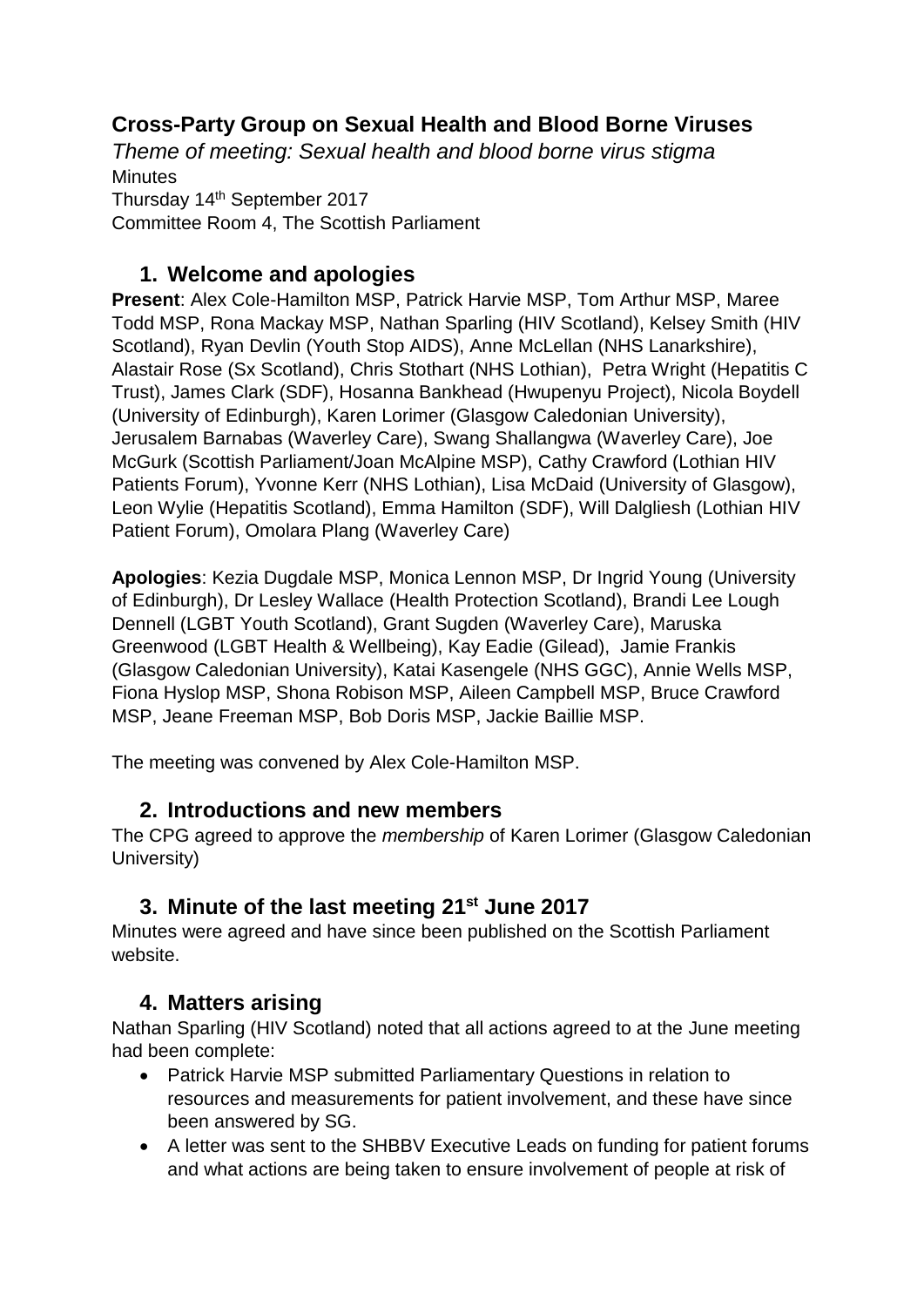# Cross-Party Group on Sexual Health and Blood Borne Viruses

*Theme of meeting: Sexual health and blood borne virus stigma*

Minutes

Thursday 14th September 2017

Committee Room 4, The Scottish Parliament

## 1. Welcome and apologies

**Present**: Alex Cole-Hamilton MSP, Patrick Harvie MSP, Tom Arthur MSP, Maree Todd MSP, Rona Mackay MSP, Nathan Sparling (HIV Scotland), Kelsey Smith (HIV Scotland), Ryan Devlin (Youth Stop AIDS), Anne McLellan (NHS Lanarkshire), Alastair Rose (Sx Scotland), Chris Stothart (NHS Lothian), Petra Wright (Hepatitis C Trust), James Clark (SDF), Hosanna Bankhead (Hwupenyu Project), Nicola Boydell (University of Edinburgh), Karen Lorimer (Glasgow Caledonian University), Jerusalem Barnabas (Waverley Care), Swang Shallangwa (Waverley Care), Joe McGurk (Scottish Parliament/Joan McAlpine MSP), Cathy Crawford (Lothian HIV Patients Forum), Yvonne Kerr (NHS Lothian), Lisa McDaid (University of Glasgow), Leon Wylie (Hepatitis Scotland), Emma Hamilton (SDF), Will Dalgliesh (Lothian HIV Patient Forum), Omolara Plang (Waverley Care)

**Apologies**: Kezia Dugdale MSP, Monica Lennon MSP, Dr Ingrid Young (University of Edinburgh), Dr Lesley Wallace (Health Protection Scotland), Brandi Lee Lough Dennell (LGBT Youth Scotland), Grant Sugden (Waverley Care), Maruska Greenwood (LGBT Health & Wellbeing), Kay Eadie (Gilead), Jamie Frankis (Glasgow Caledonian University), Katai Kasengele (NHS GGC), Annie Wells MSP, Fiona Hyslop MSP, Shona Robison MSP, Aileen Campbell MSP, Bruce Crawford MSP, Jeane Freeman MSP, Bob Doris MSP, Jackie Baillie MSP.

The meeting was convened by Alex Cole-Hamilton MSP.

## 2. Introductions and new members

The CPG agreed to approve the *membership* of Karen Lorimer (Glasgow Caledonian University)

## 3. Minute of the last meeting 21st June 2017

Minutes were agreed and have since been published on the Scottish Parliament website.

## 4. Matters arising

Nathan Sparling (HIV Scotland) noted that all actions agreed to at the June meeting had been complete:

- Patrick Harvie MSP submitted Parliamentary Questions in relation to resources and measurements for patient involvement, and these have since been answered by SG.
- A letter was sent to the SHBBV Executive Leads on funding for patient forums and what actions are being taken to ensure involvement of people at risk of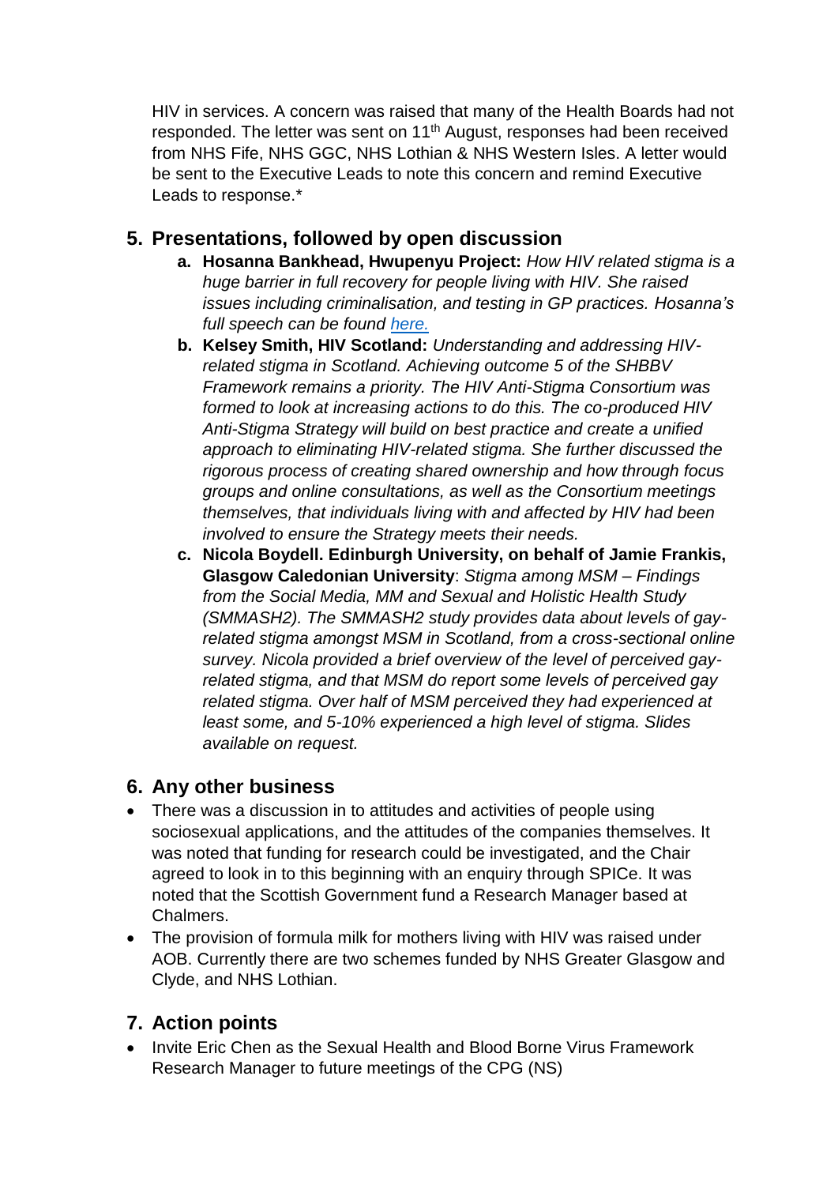HIV in services. A concern was raised that many of the Health Boards had not responded. The letter was sent on 11th August, responses had been received from NHS Fife, NHS GGC, NHS Lothian & NHS Western Isles. A letter would be sent to the Executive Leads to note this concern and remind Executive Leads to response.*

## 5. Presentations, followed by open discussion

a. **Hosanna Bankhead, Hwupenyu Project:** *How HIV related stigma is a huge barrier in full recovery for people living with HIV. She raised issues including criminalisation, and testing in GP practices. Hosanna's full speech can be found [here.]*

b. **Kelsey Smith, HIV Scotland:** *Understanding and addressing HIV-related stigma in Scotland. Achieving outcome 5 of the SHBBV Framework remains a priority. The HIV Anti-Stigma Consortium was formed to look at increasing actions to do this. The co-produced HIV Anti-Stigma Strategy will build on best practice and create a unified approach to eliminating HIV-related stigma. She further discussed the rigorous process of creating shared ownership and how through focus groups and online consultations, as well as the Consortium meetings themselves, that individuals living with and affected by HIV had been involved to ensure the Strategy meets their needs.*

c. **Nicola Boydell. Edinburgh University, on behalf of Jamie Frankis, Glasgow Caledonian University**: *Stigma among MSM – Findings from the Social Media, MM and Sexual and Holistic Health Study (SMMASH2). The SMMASH2 study provides data about levels of gay-related stigma amongst MSM in Scotland, from a cross-sectional online survey. Nicola provided a brief overview of the level of perceived gay-related stigma, and that MSM do report some levels of perceived gay related stigma. Over half of MSM perceived they had experienced at least some, and 5-10% experienced a high level of stigma. Slides available on request.*

## 6. Any other business

- There was a discussion in to attitudes and activities of people using sociosexual applications, and the attitudes of the companies themselves. It was noted that funding for research could be investigated, and the Chair agreed to look in to this beginning with an enquiry through SPICe. It was noted that the Scottish Government fund a Research Manager based at Chalmers.
- The provision of formula milk for mothers living with HIV was raised under AOB. Currently there are two schemes funded by NHS Greater Glasgow and Clyde, and NHS Lothian.

## 7. Action points

- Invite Eric Chen as the Sexual Health and Blood Borne Virus Framework Research Manager to future meetings of the CPG (NS)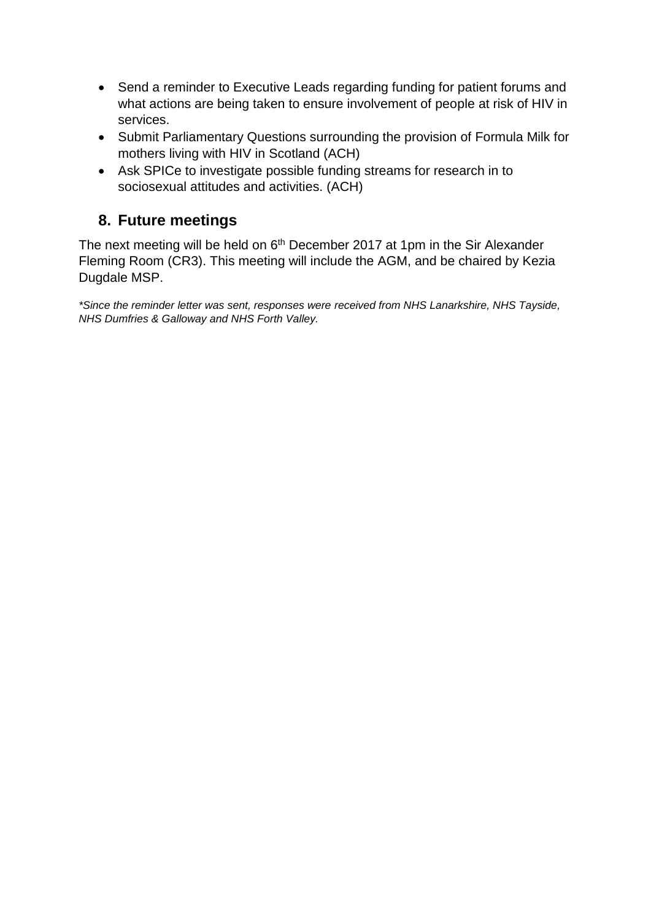- Send a reminder to Executive Leads regarding funding for patient forums and what actions are being taken to ensure involvement of people at risk of HIV in services.
- Submit Parliamentary Questions surrounding the provision of Formula Milk for mothers living with HIV in Scotland (ACH)
- Ask SPICe to investigate possible funding streams for research in to sociosexual attitudes and activities. (ACH)

## 8. Future meetings

The next meeting will be held on 6th December 2017 at 1pm in the Sir Alexander Fleming Room (CR3). This meeting will include the AGM, and be chaired by Kezia Dugdale MSP.

*\*Since the reminder letter was sent, responses were received from NHS Lanarkshire, NHS Tayside, NHS Dumfries & Galloway and NHS Forth Valley.*